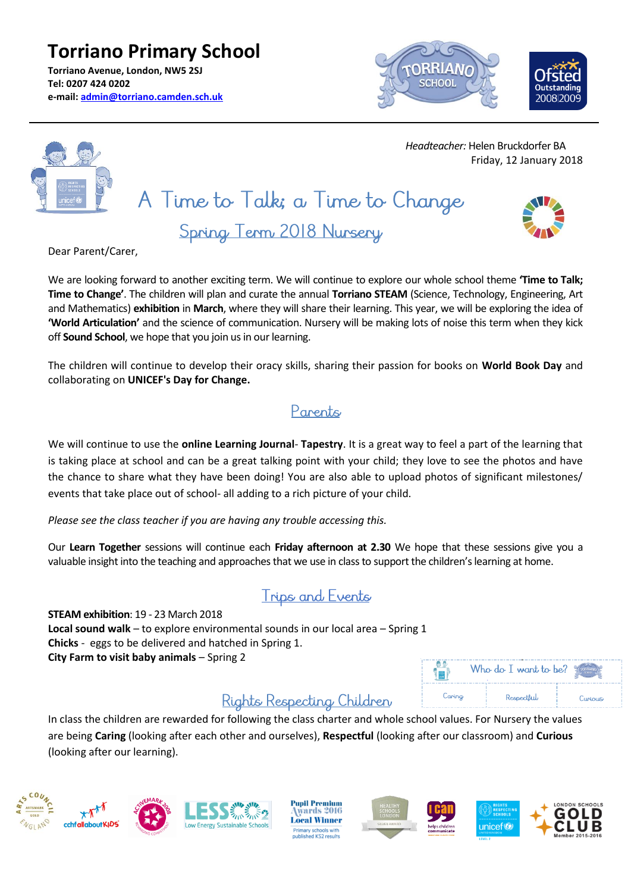# Torriano Primary School

**Torriano Avenue, London, NW5 2SJ**
**Tel: 0207 424 0202**
**e-mail: admin@torriano.camden.sch.uk**

*Headteacher:* Helen Bruckdorfer BA
Friday, 12 January 2018

## A Time to Talk; a Time to Change

### Spring Term 2018 Nursery

Dear Parent/Carer,

We are looking forward to another exciting term. We will continue to explore our whole school theme **'Time to Talk; Time to Change'**. The children will plan and curate the annual **Torriano STEAM** (Science, Technology, Engineering, Art and Mathematics) **exhibition** in **March**, where they will share their learning. This year, we will be exploring the idea of **'World Articulation'** and the science of communication. Nursery will be making lots of noise this term when they kick off **Sound School**, we hope that you join us in our learning.

The children will continue to develop their oracy skills, sharing their passion for books on **World Book Day** and collaborating on **UNICEF's Day for Change.**

### Parents

We will continue to use the **online Learning Journal**- **Tapestry**. It is a great way to feel a part of the learning that is taking place at school and can be a great talking point with your child; they love to see the photos and have the chance to share what they have been doing! You are also able to upload photos of significant milestones/ events that take place out of school- all adding to a rich picture of your child.

*Please see the class teacher if you are having any trouble accessing this.*

Our **Learn Together** sessions will continue each **Friday afternoon at 2.30** We hope that these sessions give you a valuable insight into the teaching and approaches that we use in class to support the children's learning at home.

### Trips and Events

**STEAM exhibition**: 19 - 23 March 2018
**Local sound walk** – to explore environmental sounds in our local area – Spring 1
**Chicks** - eggs to be delivered and hatched in Spring 1.
**City Farm to visit baby animals** – Spring 2

### Rights Respecting Children

| Who do I want to be? | | |
|---|---|---|
| Caring | Respectful | Curious |

In class the children are rewarded for following the class charter and whole school values. For Nursery the values are being **Caring** (looking after each other and ourselves), **Respectful** (looking after our classroom) and **Curious** (looking after our learning).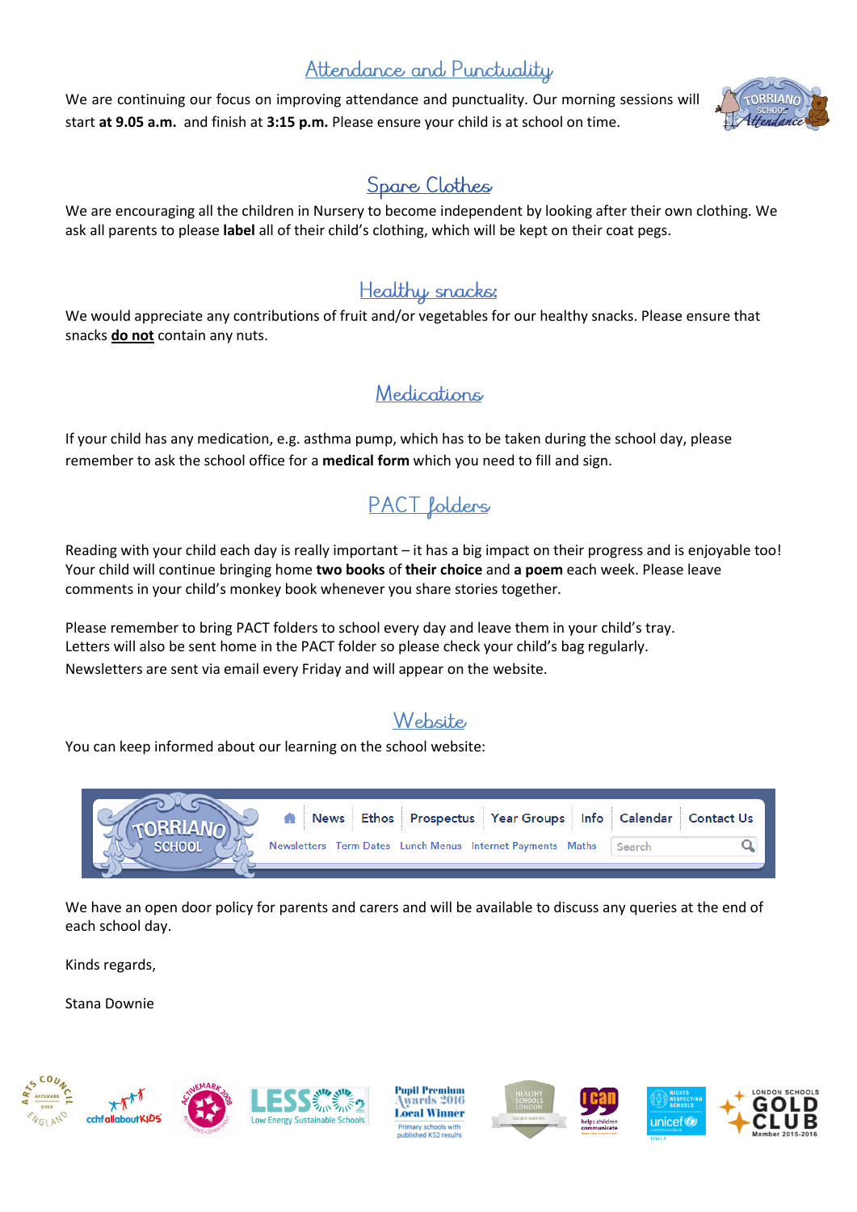## Attendance and Punctuality

We are continuing our focus on improving attendance and punctuality. Our morning sessions will start **at 9.05 a.m.** and finish at **3:15 p.m.** Please ensure your child is at school on time.

## Spare Clothes

We are encouraging all the children in Nursery to become independent by looking after their own clothing. We ask all parents to please **label** all of their child's clothing, which will be kept on their coat pegs.

## Healthy snacks:

We would appreciate any contributions of fruit and/or vegetables for our healthy snacks. Please ensure that snacks **do not** contain any nuts.

## Medications

If your child has any medication, e.g. asthma pump, which has to be taken during the school day, please remember to ask the school office for a **medical form** which you need to fill and sign.

## PACT folders

Reading with your child each day is really important – it has a big impact on their progress and is enjoyable too! Your child will continue bringing home **two books** of **their choice** and **a poem** each week. Please leave comments in your child's monkey book whenever you share stories together.

Please remember to bring PACT folders to school every day and leave them in your child's tray.
Letters will also be sent home in the PACT folder so please check your child's bag regularly.
Newsletters are sent via email every Friday and will appear on the website.

## Website

You can keep informed about our learning on the school website:

We have an open door policy for parents and carers and will be available to discuss any queries at the end of each school day.

Kinds regards,

Stana Downie